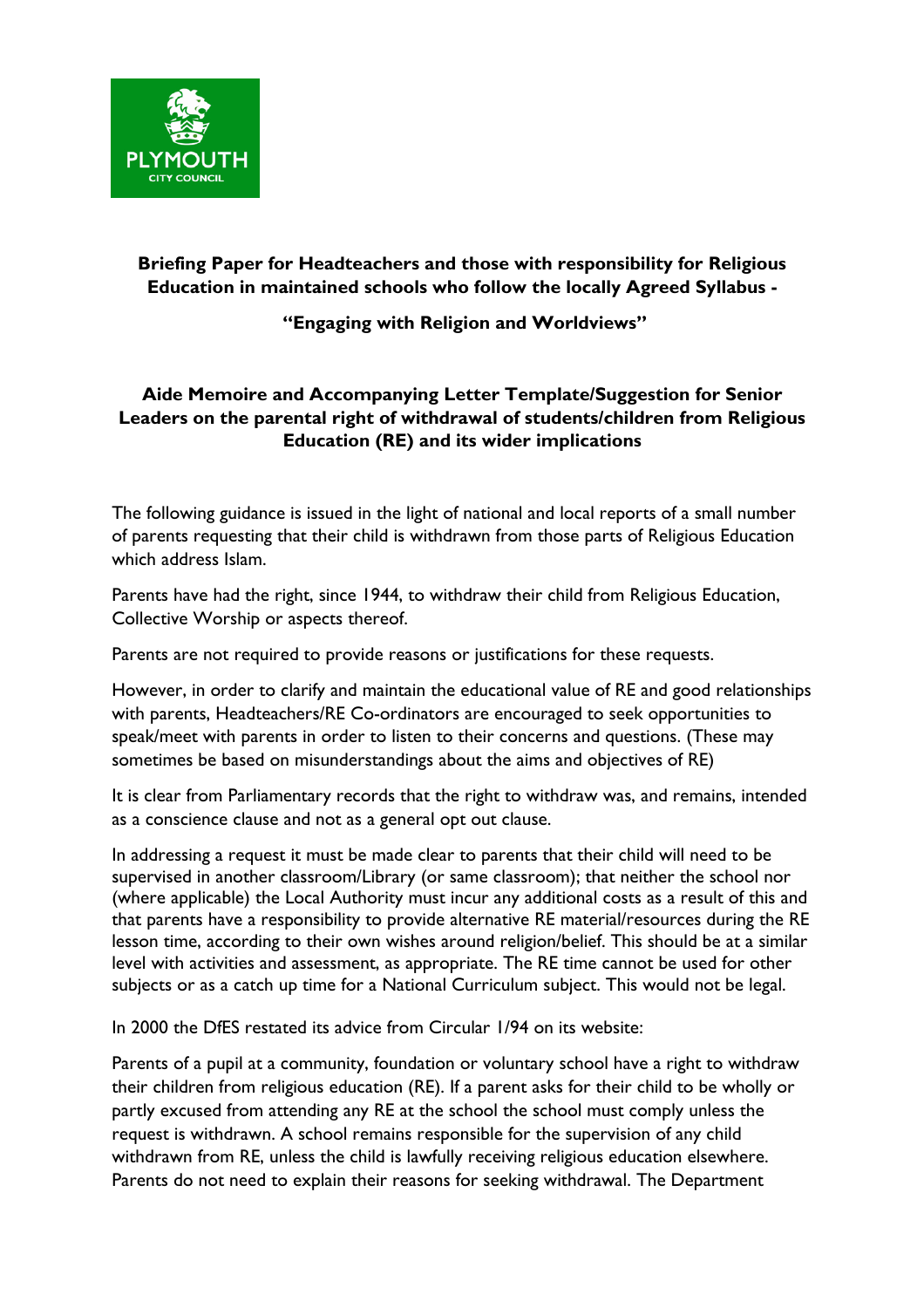**Briefing Paper for Headteachers and those with responsibility for Religious Education in maintained schools who follow the locally Agreed Syllabus -**

**"Engaging with Religion and Worldviews"**

**Aide Memoire and Accompanying Letter Template/Suggestion for Senior Leaders on the parental right of withdrawal of students/children from Religious Education (RE) and its wider implications**

The following guidance is issued in the light of national and local reports of a small number of parents requesting that their child is withdrawn from those parts of Religious Education which address Islam.

Parents have had the right, since 1944, to withdraw their child from Religious Education, Collective Worship or aspects thereof.

Parents are not required to provide reasons or justifications for these requests.

However, in order to clarify and maintain the educational value of RE and good relationships with parents, Headteachers/RE Co-ordinators are encouraged to seek opportunities to speak/meet with parents in order to listen to their concerns and questions. (These may sometimes be based on misunderstandings about the aims and objectives of RE)

It is clear from Parliamentary records that the right to withdraw was, and remains, intended as a conscience clause and not as a general opt out clause.

In addressing a request it must be made clear to parents that their child will need to be supervised in another classroom/Library (or same classroom); that neither the school nor (where applicable) the Local Authority must incur any additional costs as a result of this and that parents have a responsibility to provide alternative RE material/resources during the RE lesson time, according to their own wishes around religion/belief. This should be at a similar level with activities and assessment, as appropriate. The RE time cannot be used for other subjects or as a catch up time for a National Curriculum subject. This would not be legal.

In 2000 the DfES restated its advice from Circular 1/94 on its website:

Parents of a pupil at a community, foundation or voluntary school have a right to withdraw their children from religious education (RE). If a parent asks for their child to be wholly or partly excused from attending any RE at the school the school must comply unless the request is withdrawn. A school remains responsible for the supervision of any child withdrawn from RE, unless the child is lawfully receiving religious education elsewhere. Parents do not need to explain their reasons for seeking withdrawal. The Department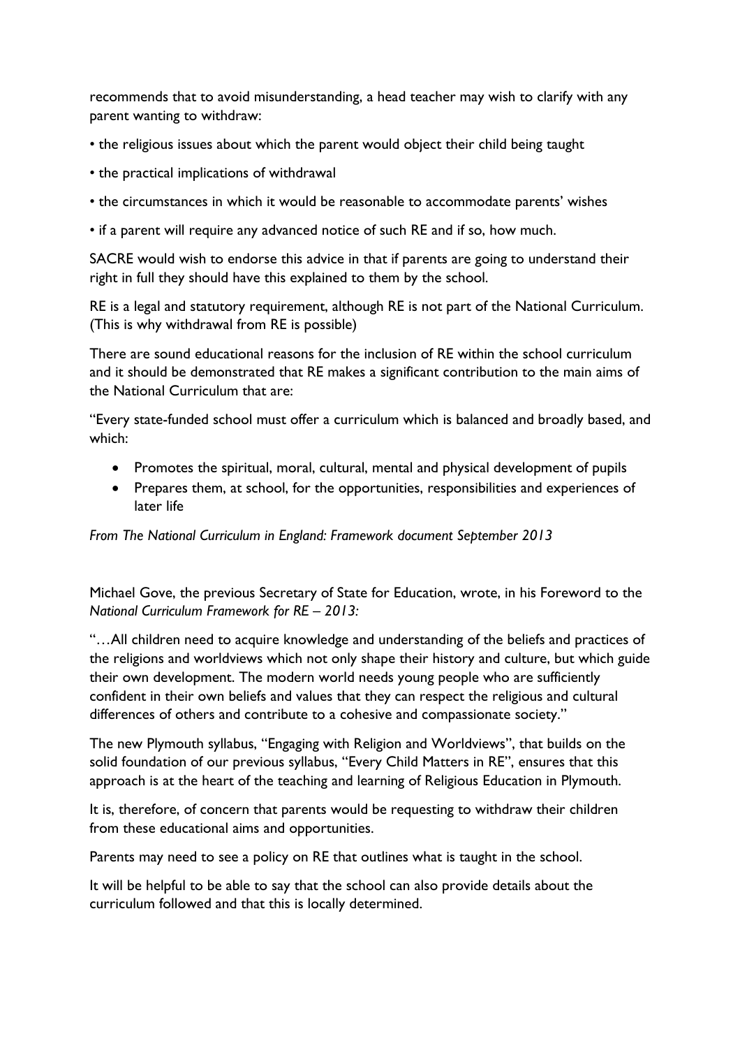recommends that to avoid misunderstanding, a head teacher may wish to clarify with any parent wanting to withdraw:

• the religious issues about which the parent would object their child being taught

• the practical implications of withdrawal

• the circumstances in which it would be reasonable to accommodate parents' wishes

• if a parent will require any advanced notice of such RE and if so, how much.

SACRE would wish to endorse this advice in that if parents are going to understand their right in full they should have this explained to them by the school.

RE is a legal and statutory requirement, although RE is not part of the National Curriculum. (This is why withdrawal from RE is possible)

There are sound educational reasons for the inclusion of RE within the school curriculum and it should be demonstrated that RE makes a significant contribution to the main aims of the National Curriculum that are:

"Every state-funded school must offer a curriculum which is balanced and broadly based, and which:

- Promotes the spiritual, moral, cultural, mental and physical development of pupils
- Prepares them, at school, for the opportunities, responsibilities and experiences of later life

*From The National Curriculum in England: Framework document September 2013*

Michael Gove, the previous Secretary of State for Education, wrote, in his Foreword to the *National Curriculum Framework for RE – 2013:*

"…All children need to acquire knowledge and understanding of the beliefs and practices of the religions and worldviews which not only shape their history and culture, but which guide their own development. The modern world needs young people who are sufficiently confident in their own beliefs and values that they can respect the religious and cultural differences of others and contribute to a cohesive and compassionate society."

The new Plymouth syllabus, "Engaging with Religion and Worldviews", that builds on the solid foundation of our previous syllabus, "Every Child Matters in RE", ensures that this approach is at the heart of the teaching and learning of Religious Education in Plymouth.

It is, therefore, of concern that parents would be requesting to withdraw their children from these educational aims and opportunities.

Parents may need to see a policy on RE that outlines what is taught in the school.

It will be helpful to be able to say that the school can also provide details about the curriculum followed and that this is locally determined.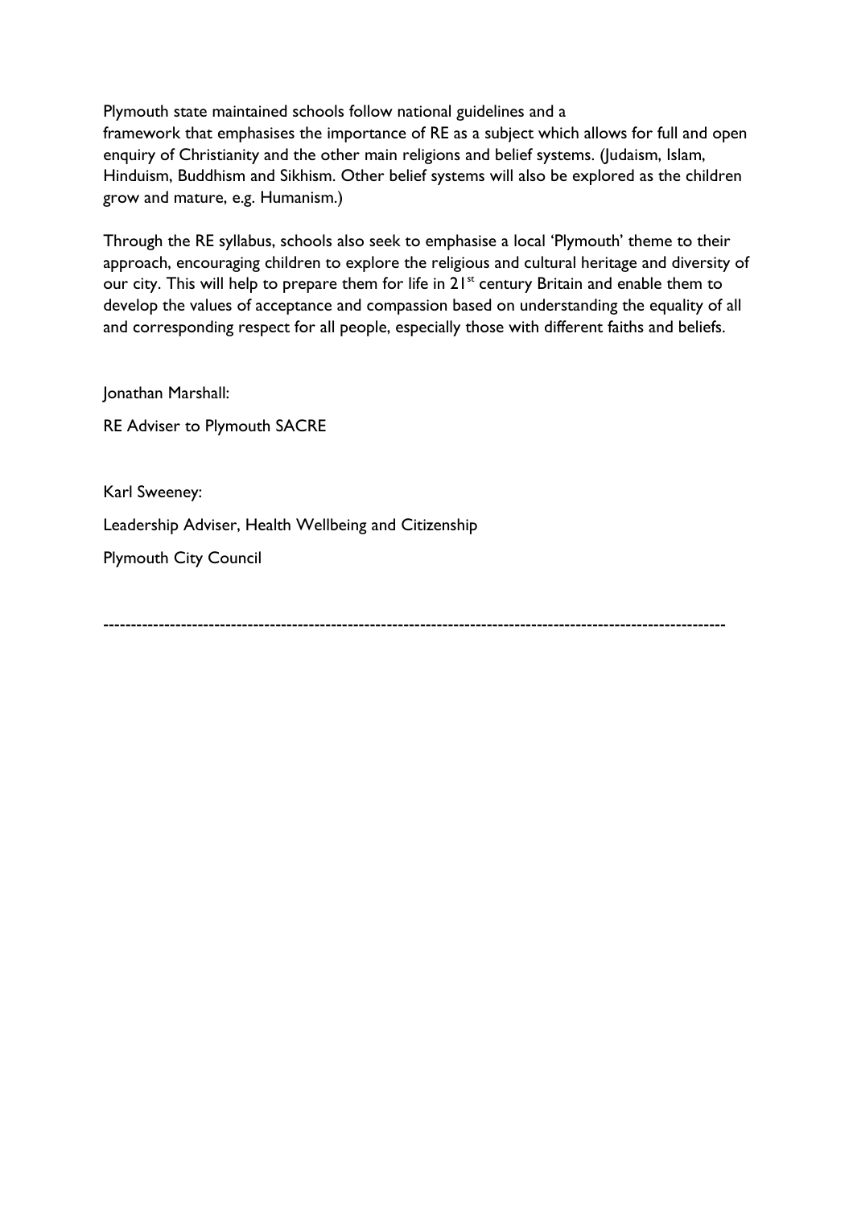Plymouth state maintained schools follow national guidelines and a framework that emphasises the importance of RE as a subject which allows for full and open enquiry of Christianity and the other main religions and belief systems. (Judaism, Islam, Hinduism, Buddhism and Sikhism. Other belief systems will also be explored as the children grow and mature, e.g. Humanism.)

Through the RE syllabus, schools also seek to emphasise a local 'Plymouth' theme to their approach, encouraging children to explore the religious and cultural heritage and diversity of our city. This will help to prepare them for life in 21st century Britain and enable them to develop the values of acceptance and compassion based on understanding the equality of all and corresponding respect for all people, especially those with different faiths and beliefs.

Jonathan Marshall:

RE Adviser to Plymouth SACRE

Karl Sweeney:

Leadership Adviser, Health Wellbeing and Citizenship

Plymouth City Council

---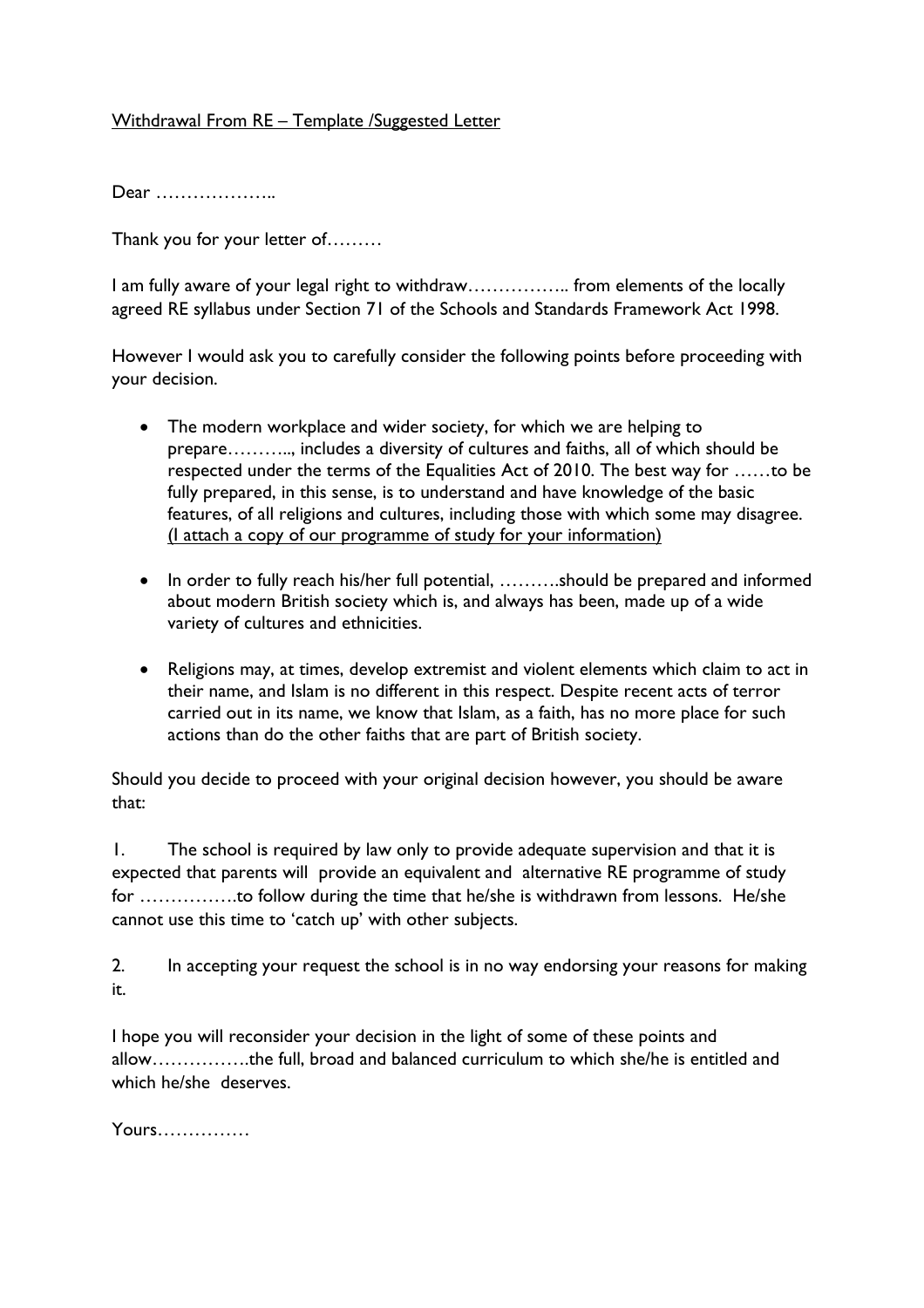Withdrawal From RE – Template /Suggested Letter

Dear ………………..

Thank you for your letter of………

I am fully aware of your legal right to withdraw…………….. from elements of the locally agreed RE syllabus under Section 71 of the Schools and Standards Framework Act 1998.

However I would ask you to carefully consider the following points before proceeding with your decision.

- The modern workplace and wider society, for which we are helping to prepare………., includes a diversity of cultures and faiths, all of which should be respected under the terms of the Equalities Act of 2010. The best way for ……to be fully prepared, in this sense, is to understand and have knowledge of the basic features, of all religions and cultures, including those with which some may disagree. <u>(I attach a copy of our programme of study for your information)</u>

- In order to fully reach his/her full potential, ……….should be prepared and informed about modern British society which is, and always has been, made up of a wide variety of cultures and ethnicities.

- Religions may, at times, develop extremist and violent elements which claim to act in their name, and Islam is no different in this respect. Despite recent acts of terror carried out in its name, we know that Islam, as a faith, has no more place for such actions than do the other faiths that are part of British society.

Should you decide to proceed with your original decision however, you should be aware that:

1. The school is required by law only to provide adequate supervision and that it is expected that parents will provide an equivalent and alternative RE programme of study for …………….to follow during the time that he/she is withdrawn from lessons. He/she cannot use this time to 'catch up' with other subjects.

2. In accepting your request the school is in no way endorsing your reasons for making it.

I hope you will reconsider your decision in the light of some of these points and allow…………….the full, broad and balanced curriculum to which she/he is entitled and which he/she deserves.

Yours……………